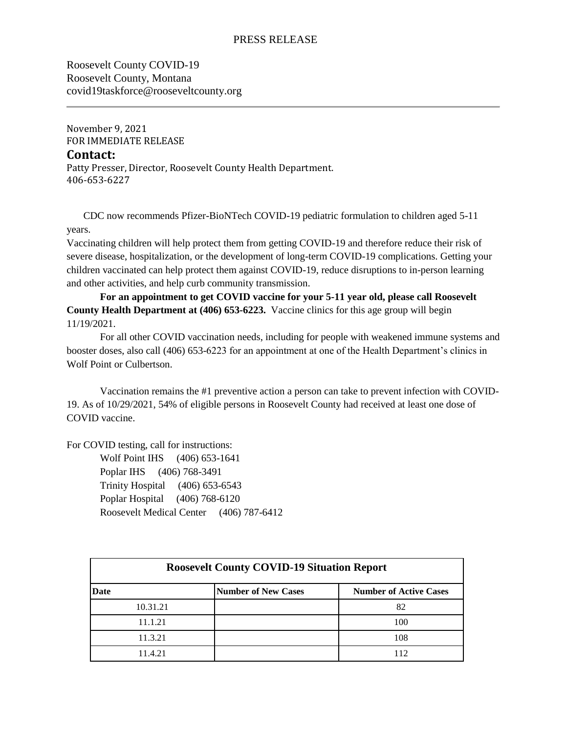PRESS RELEASE

Roosevelt County COVID-19
Roosevelt County, Montana
covid19taskforce@rooseveltcounty.org

---

November 9, 2021
FOR IMMEDIATE RELEASE

**Contact:**

Patty Presser, Director, Roosevelt County Health Department.
406-653-6227

CDC now recommends Pfizer-BioNTech COVID-19 pediatric formulation to children aged 5-11 years.

Vaccinating children will help protect them from getting COVID-19 and therefore reduce their risk of severe disease, hospitalization, or the development of long-term COVID-19 complications. Getting your children vaccinated can help protect them against COVID-19, reduce disruptions to in-person learning and other activities, and help curb community transmission.

**For an appointment to get COVID vaccine for your 5-11 year old, please call Roosevelt County Health Department at (406) 653-6223.** Vaccine clinics for this age group will begin 11/19/2021.

For all other COVID vaccination needs, including for people with weakened immune systems and booster doses, also call (406) 653-6223 for an appointment at one of the Health Department's clinics in Wolf Point or Culbertson.

Vaccination remains the #1 preventive action a person can take to prevent infection with COVID-19. As of 10/29/2021, 54% of eligible persons in Roosevelt County had received at least one dose of COVID vaccine.

For COVID testing, call for instructions:

Wolf Point IHS (406) 653-1641
Poplar IHS (406) 768-3491
Trinity Hospital (406) 653-6543
Poplar Hospital (406) 768-6120
Roosevelt Medical Center (406) 787-6412

| Roosevelt County COVID-19 Situation Report | | |
|---|---|---|
| **Date** | **Number of New Cases** | **Number of Active Cases** |
| 10.31.21 | | 82 |
| 11.1.21 | | 100 |
| 11.3.21 | | 108 |
| 11.4.21 | | 112 |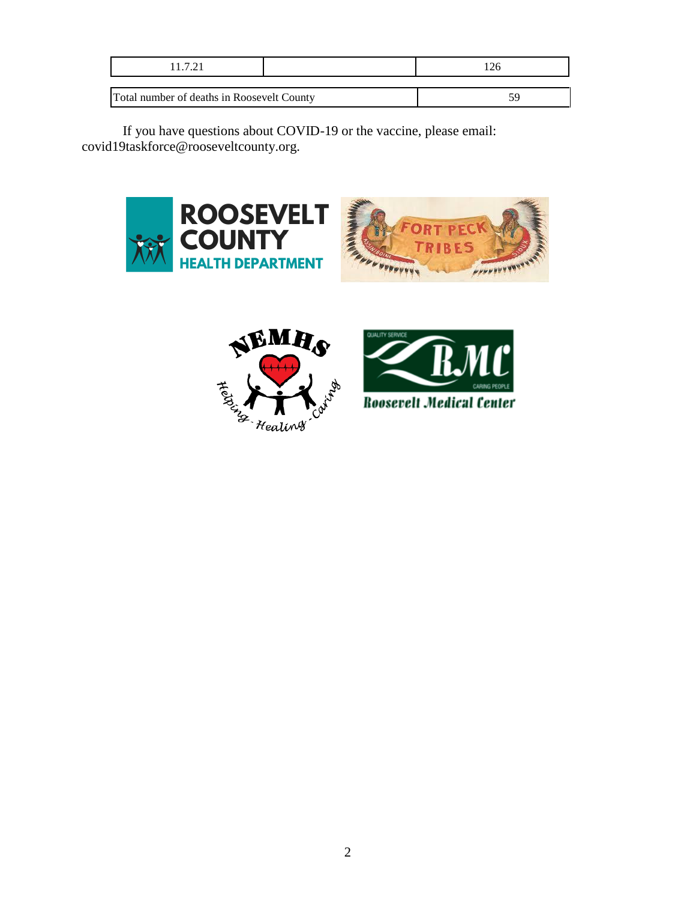| | | |
|---|---|---|
| 11.7.21 | | 126 |

| | |
|---|---|
| Total number of deaths in Roosevelt County | 59 |

If you have questions about COVID-19 or the vaccine, please email: covid19taskforce@rooseveltcounty.org.